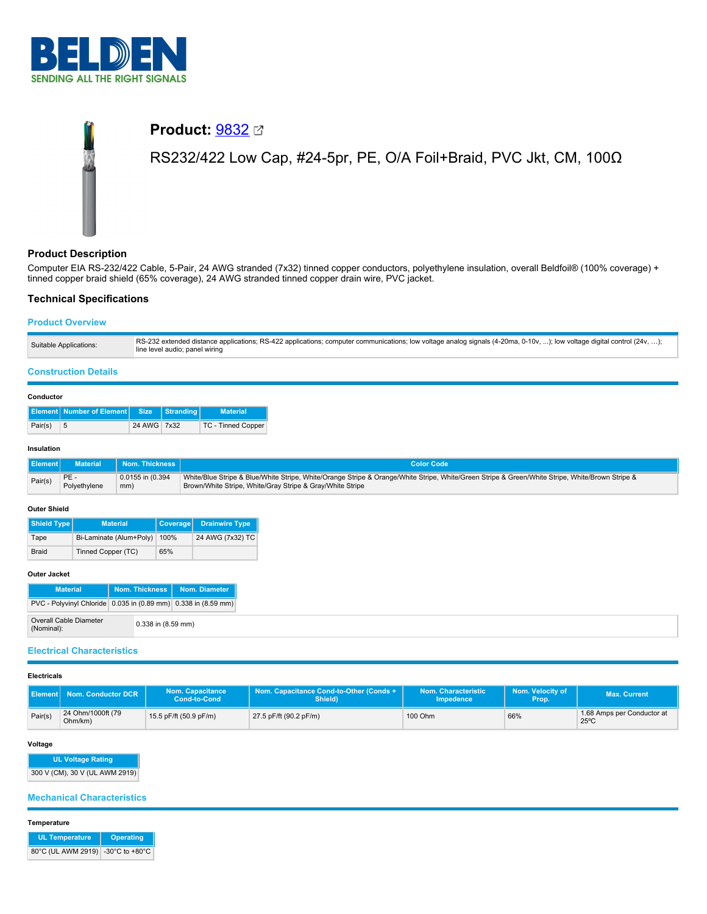# Product: 9832

RS232/422 Low Cap, #24-5pr, PE, O/A Foil+Braid, PVC Jkt, CM, 100Ω

## Product Description

Computer EIA RS-232/422 Cable, 5-Pair, 24 AWG stranded (7x32) tinned copper conductors, polyethylene insulation, overall Beldfoil® (100% coverage) + tinned copper braid shield (65% coverage), 24 AWG stranded tinned copper drain wire, PVC jacket.

## Technical Specifications

### Product Overview

| | |
|---|---|
| Suitable Applications: | RS-232 extended distance applications; RS-422 applications; computer communications; low voltage analog signals (4-20ma, 0-10v, ...); low voltage digital control (24v, ...); line level audio; panel wiring |

### Construction Details

#### Conductor

| Element | Number of Element | Size | Stranding | Material |
|---|---|---|---|---|
| Pair(s) | 5 | 24 AWG | 7x32 | TC - Tinned Copper |

#### Insulation

| Element | Material | Nom. Thickness | Color Code |
|---|---|---|---|
| Pair(s) | PE - Polyethylene | 0.0155 in (0.394 mm) | White/Blue Stripe & Blue/White Stripe, White/Orange Stripe & Orange/White Stripe, White/Green Stripe & Green/White Stripe, White/Brown Stripe & Brown/White Stripe, White/Gray Stripe & Gray/White Stripe |

#### Outer Shield

| Shield Type | Material | Coverage | Drainwire Type |
|---|---|---|---|
| Tape | Bi-Laminate (Alum+Poly) | 100% | 24 AWG (7x32) TC |
| Braid | Tinned Copper (TC) | 65% | |

#### Outer Jacket

| Material | Nom. Thickness | Nom. Diameter |
|---|---|---|
| PVC - Polyvinyl Chloride | 0.035 in (0.89 mm) | 0.338 in (8.59 mm) |

| | |
|---|---|
| Overall Cable Diameter (Nominal): | 0.338 in (8.59 mm) |

### Electrical Characteristics

#### Electricals

| Element | Nom. Conductor DCR | Nom. Capacitance Cond-to-Cond | Nom. Capacitance Cond-to-Other (Conds + Shield) | Nom. Characteristic Impedence | Nom. Velocity of Prop. | Max. Current |
|---|---|---|---|---|---|---|
| Pair(s) | 24 Ohm/1000ft (79 Ohm/km) | 15.5 pF/ft (50.9 pF/m) | 27.5 pF/ft (90.2 pF/m) | 100 Ohm | 66% | 1.68 Amps per Conductor at 25ºC |

#### Voltage

| UL Voltage Rating |
|---|
| 300 V (CM), 30 V (UL AWM 2919) |

### Mechanical Characteristics

#### Temperature

| UL Temperature | Operating |
|---|---|
| 80°C (UL AWM 2919) | -30°C to +80°C |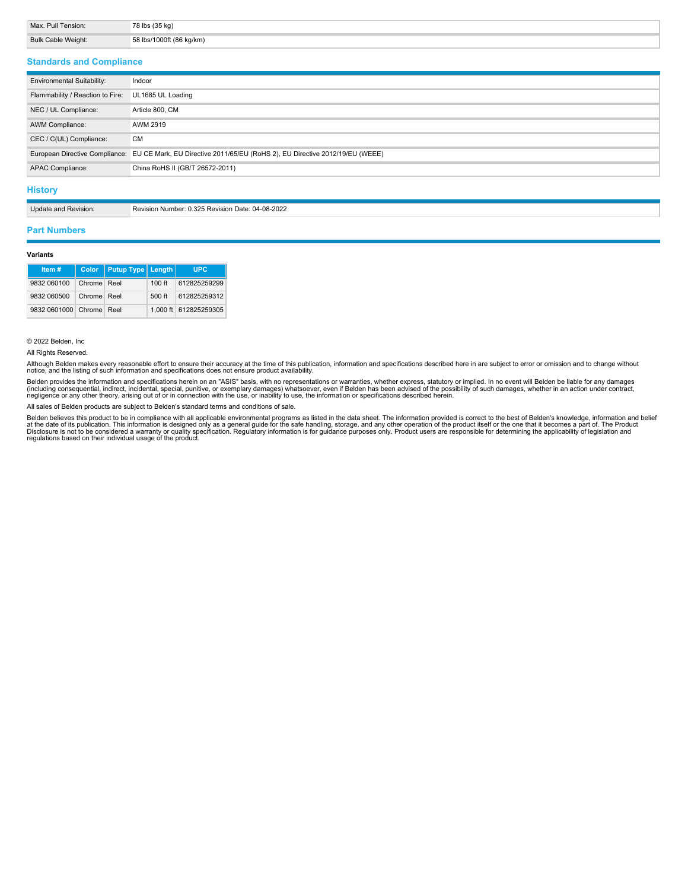| | |
|---|---|
| Max. Pull Tension: | 78 lbs (35 kg) |
| Bulk Cable Weight: | 58 lbs/1000ft (86 kg/km) |

## Standards and Compliance

| | |
|---|---|
| Environmental Suitability: | Indoor |
| Flammability / Reaction to Fire: | UL1685 UL Loading |
| NEC / UL Compliance: | Article 800, CM |
| AWM Compliance: | AWM 2919 |
| CEC / C(UL) Compliance: | CM |
| European Directive Compliance: | EU CE Mark, EU Directive 2011/65/EU (RoHS 2), EU Directive 2012/19/EU (WEEE) |
| APAC Compliance: | China RoHS II (GB/T 26572-2011) |

## History

| | |
|---|---|
| Update and Revision: | Revision Number: 0.325 Revision Date: 04-08-2022 |

## Part Numbers

**Variants**

| Item # | Color | Putup Type | Length | UPC |
|---|---|---|---|---|
| 9832 060100 | Chrome | Reel | 100 ft | 612825259299 |
| 9832 060500 | Chrome | Reel | 500 ft | 612825259312 |
| 9832 0601000 | Chrome | Reel | 1,000 ft | 612825259305 |

© 2022 Belden, Inc

All Rights Reserved.

Although Belden makes every reasonable effort to ensure their accuracy at the time of this publication, information and specifications described here in are subject to error or omission and to change without notice, and the listing of such information and specifications does not ensure product availability.

Belden provides the information and specifications herein on an "ASIS" basis, with no representations or warranties, whether express, statutory or implied. In no event will Belden be liable for any damages (including consequential, indirect, incidental, special, punitive, or exemplary damages) whatsoever, even if Belden has been advised of the possibility of such damages, whether in an action under contract, negligence or any other theory, arising out of or in connection with the use, or inability to use, the information or specifications described herein.

All sales of Belden products are subject to Belden's standard terms and conditions of sale.

Belden believes this product to be in compliance with all applicable environmental programs as listed in the data sheet. The information provided is correct to the best of Belden's knowledge, information and belief at the date of its publication. This information is designed only as a general guide for the safe handling, storage, and any other operation of the product itself or the one that it becomes a part of. The Product Disclosure is not to be considered a warranty or quality specification. Regulatory information is for guidance purposes only. Product users are responsible for determining the applicability of legislation and regulations based on their individual usage of the product.